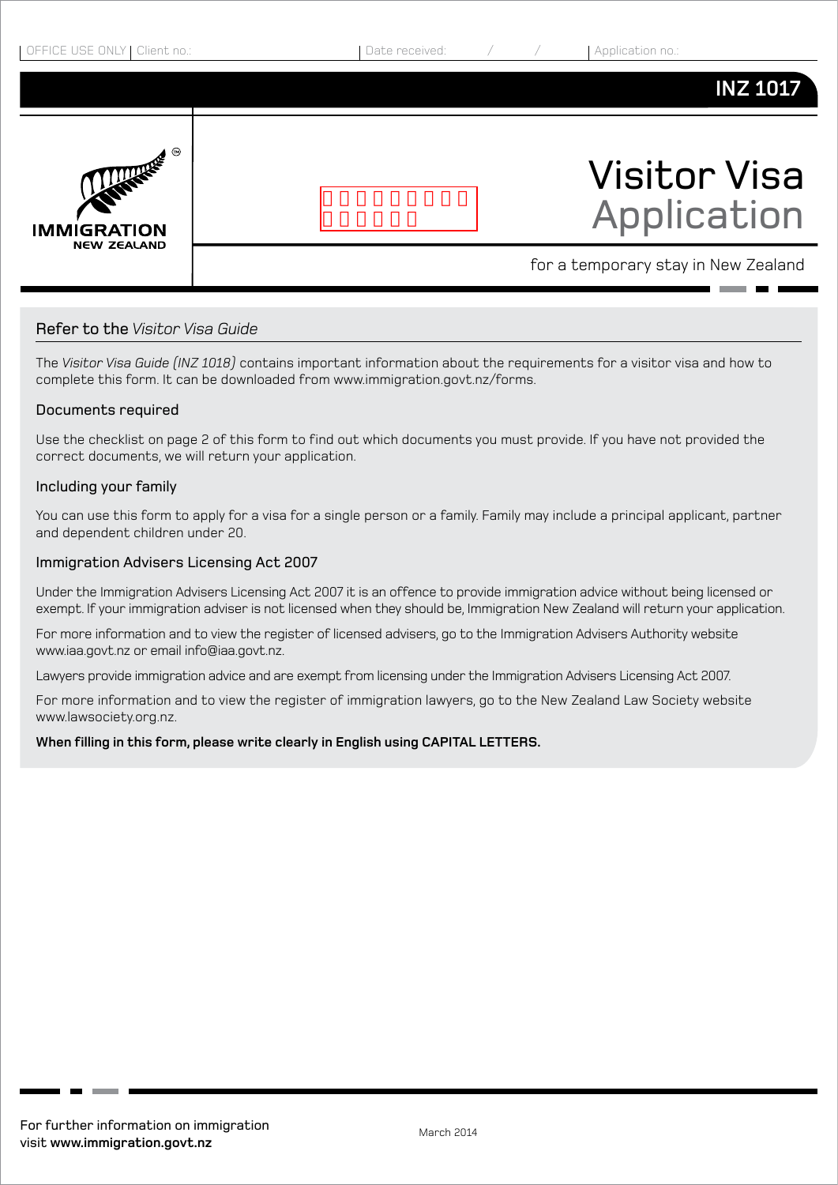OFFICE USE ONLY | Client no.: | Date received: / / | Application no.:

**INZ 1017**

IMMIGRATION NEW ZEALAND

# Visitor Visa Application

for a temporary stay in New Zealand

## Refer to the *Visitor Visa Guide*

The *Visitor Visa Guide (INZ 1018)* contains important information about the requirements for a visitor visa and how to complete this form. It can be downloaded from www.immigration.govt.nz/forms.

### Documents required

Use the checklist on page 2 of this form to find out which documents you must provide. If you have not provided the correct documents, we will return your application.

### Including your family

You can use this form to apply for a visa for a single person or a family. Family may include a principal applicant, partner and dependent children under 20.

### Immigration Advisers Licensing Act 2007

Under the Immigration Advisers Licensing Act 2007 it is an offence to provide immigration advice without being licensed or exempt. If your immigration adviser is not licensed when they should be, Immigration New Zealand will return your application.

For more information and to view the register of licensed advisers, go to the Immigration Advisers Authority website www.iaa.govt.nz or email info@iaa.govt.nz.

Lawyers provide immigration advice and are exempt from licensing under the Immigration Advisers Licensing Act 2007.

For more information and to view the register of immigration lawyers, go to the New Zealand Law Society website www.lawsociety.org.nz.

**When filling in this form, please write clearly in English using CAPITAL LETTERS.**

For further information on immigration visit **www.immigration.govt.nz**

March 2014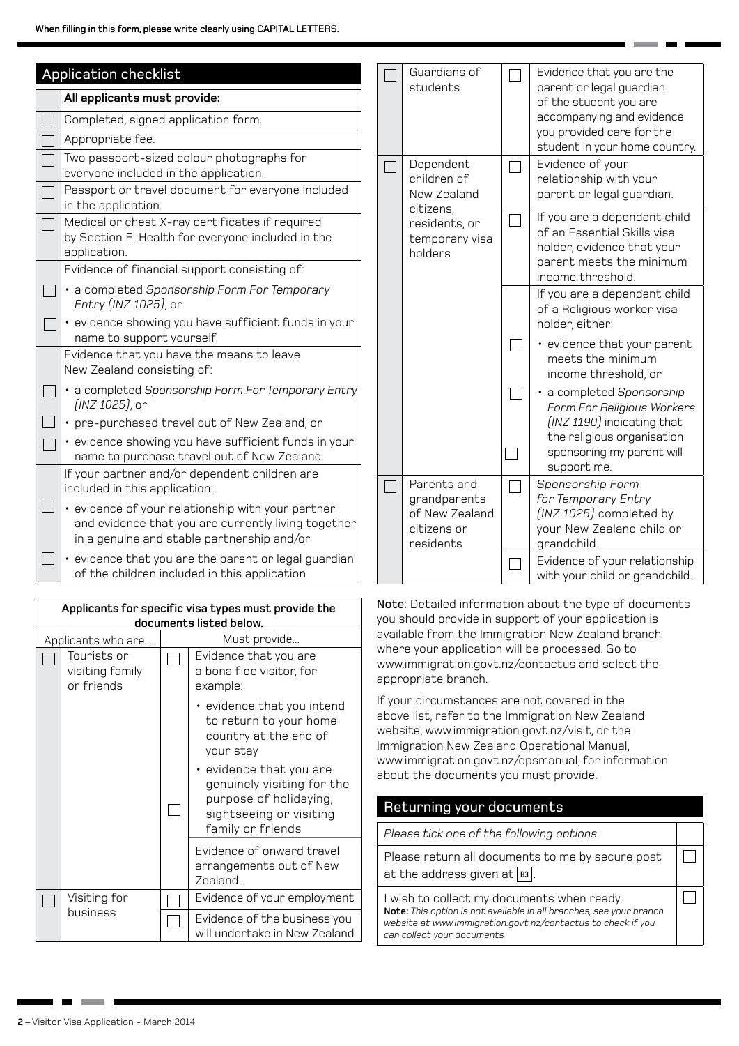When filling in this form, please write clearly using CAPITAL LETTERS.

## Application checklist

| | All applicants must provide: |
|---|---|
| ☐ | Completed, signed application form. |
| ☐ | Appropriate fee. |
| ☐ | Two passport-sized colour photographs for everyone included in the application. |
| ☐ | Passport or travel document for everyone included in the application. |
| ☐ | Medical or chest X-ray certificates if required by Section E: Health for everyone included in the application. |
| | Evidence of financial support consisting of: |
| ☐ | • a completed *Sponsorship Form For Temporary Entry (INZ 1025)*, or |
| ☐ | • evidence showing you have sufficient funds in your name to support yourself. |
| | Evidence that you have the means to leave New Zealand consisting of: |
| ☐ | • a completed *Sponsorship Form For Temporary Entry (INZ 1025)*, or |
| ☐ | • pre-purchased travel out of New Zealand, or |
| ☐ | • evidence showing you have sufficient funds in your name to purchase travel out of New Zealand. |
| | If your partner and/or dependent children are included in this application: |
| ☐ | • evidence of your relationship with your partner and evidence that you are currently living together in a genuine and stable partnership and/or |
| ☐ | • evidence that you are the parent or legal guardian of the children included in this application |

**Applicants for specific visa types must provide the documents listed below.**

| | Applicants who are... | | Must provide... |
|---|---|---|---|
| ☐ | Tourists or visiting family or friends | ☐ | Evidence that you are a bona fide visitor, for example: • evidence that you intend to return to your home country at the end of your stay • evidence that you are genuinely visiting for the purpose of holidaying, sightseeing or visiting family or friends |
| | | | Evidence of onward travel arrangements out of New Zealand. |
| ☐ | Visiting for business | ☐ | Evidence of your employment |
| | | ☐ | Evidence of the business you will undertake in New Zealand |
| ☐ | Guardians of students | ☐ | Evidence that you are the parent or legal guardian of the student you are accompanying and evidence you provided care for the student in your home country. |
| ☐ | Dependent children of New Zealand citizens, residents, or temporary visa holders | ☐ | Evidence of your relationship with your parent or legal guardian. |
| | | ☐ | If you are a dependent child of an Essential Skills visa holder, evidence that your parent meets the minimum income threshold. |
| | | | If you are a dependent child of a Religious worker visa holder, either: |
| | | ☐ | • evidence that your parent meets the minimum income threshold, or |
| | | ☐ | • a completed *Sponsorship Form For Religious Workers (INZ 1190)* indicating that the religious organisation sponsoring my parent will support me. |
| ☐ | Parents and grandparents of New Zealand citizens or residents | ☐ | *Sponsorship Form for Temporary Entry (INZ 1025)* completed by your New Zealand child or grandchild. |
| | | ☐ | Evidence of your relationship with your child or grandchild. |

**Note**: Detailed information about the type of documents you should provide in support of your application is available from the Immigration New Zealand branch where your application will be processed. Go to www.immigration.govt.nz/contactus and select the appropriate branch.

If your circumstances are not covered in the above list, refer to the Immigration New Zealand website, www.immigration.govt.nz/visit, or the Immigration New Zealand Operational Manual, www.immigration.govt.nz/opsmanual, for information about the documents you must provide.

## Returning your documents

| *Please tick one of the following options* | |
|---|---|
| Please return all documents to me by secure post at the address given at B3. | ☐ |
| I wish to collect my documents when ready. **Note:** *This option is not available in all branches, see your branch website at www.immigration.govt.nz/contactus to check if you can collect your documents* | ☐ |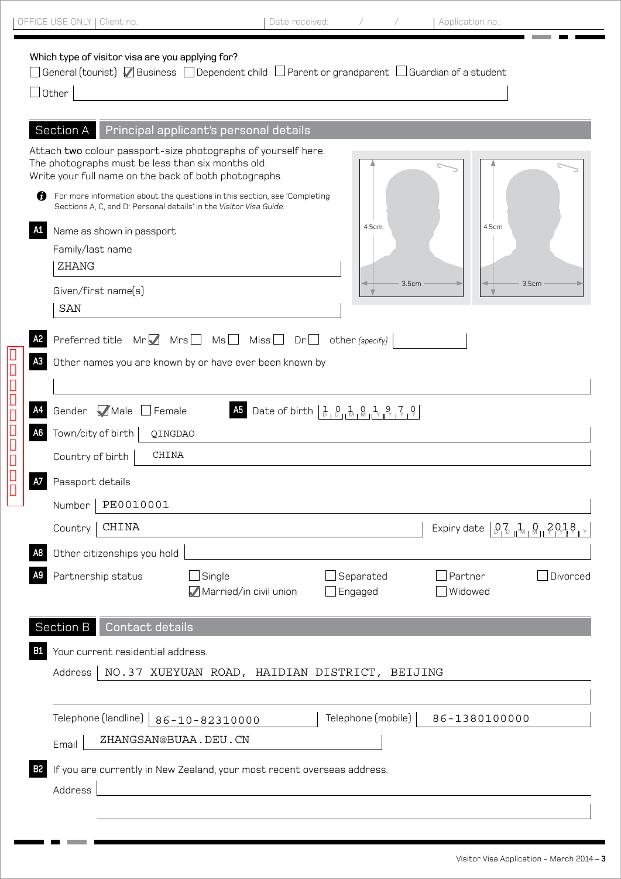OFFICE USE ONLY | Client no.: | Date received: / / | Application no.:

Which type of visitor visa are you applying for?

☐ General (tourist) ☑ Business ☐ Dependent child ☐ Parent or grandparent ☐ Guardian of a student

☐ Other

## Section A Principal applicant's personal details

Attach **two** colour passport-size photographs of yourself here.
The photographs must be less than six months old.
Write your full name on the back of both photographs.

For more information about the questions in this section, see 'Completing Sections A, C, and D: Personal details' in the *Visitor Visa Guide*.

4.5cm × 3.5cm | 4.5cm × 3.5cm

**A1** Name as shown in passport

Family/last name: ZHANG

Given/first name(s): SAN

**A2** Preferred title Mr ☑ Mrs ☐ Ms ☐ Miss ☐ Dr ☐ other *(specify)*

**A3** Other names you are known by or have ever been known by

**A4** Gender ☑ Male ☐ Female

**A5** Date of birth 10 10 1970 (DD MM YYYY)

**A6** Town/city of birth: QINGDAO

Country of birth: CHINA

**A7** Passport details

Number: PE0010001

Country: CHINA

Expiry date: 07 10 2018 (DD MM YYYY)

**A8** Other citizenships you hold

**A9** Partnership status

☐ Single ☑ Married/in civil union ☐ Separated ☐ Engaged ☐ Partner ☐ Widowed ☐ Divorced

## Section B Contact details

**B1** Your current residential address.

Address: NO.37 XUEYUAN ROAD, HAIDIAN DISTRICT, BEIJING

Telephone (landline): 86-10-82310000

Telephone (mobile): 86-1380100000

Email: ZHANGSAN@BUAA.DEU.CN

**B2** If you are currently in New Zealand, your most recent overseas address.

Address: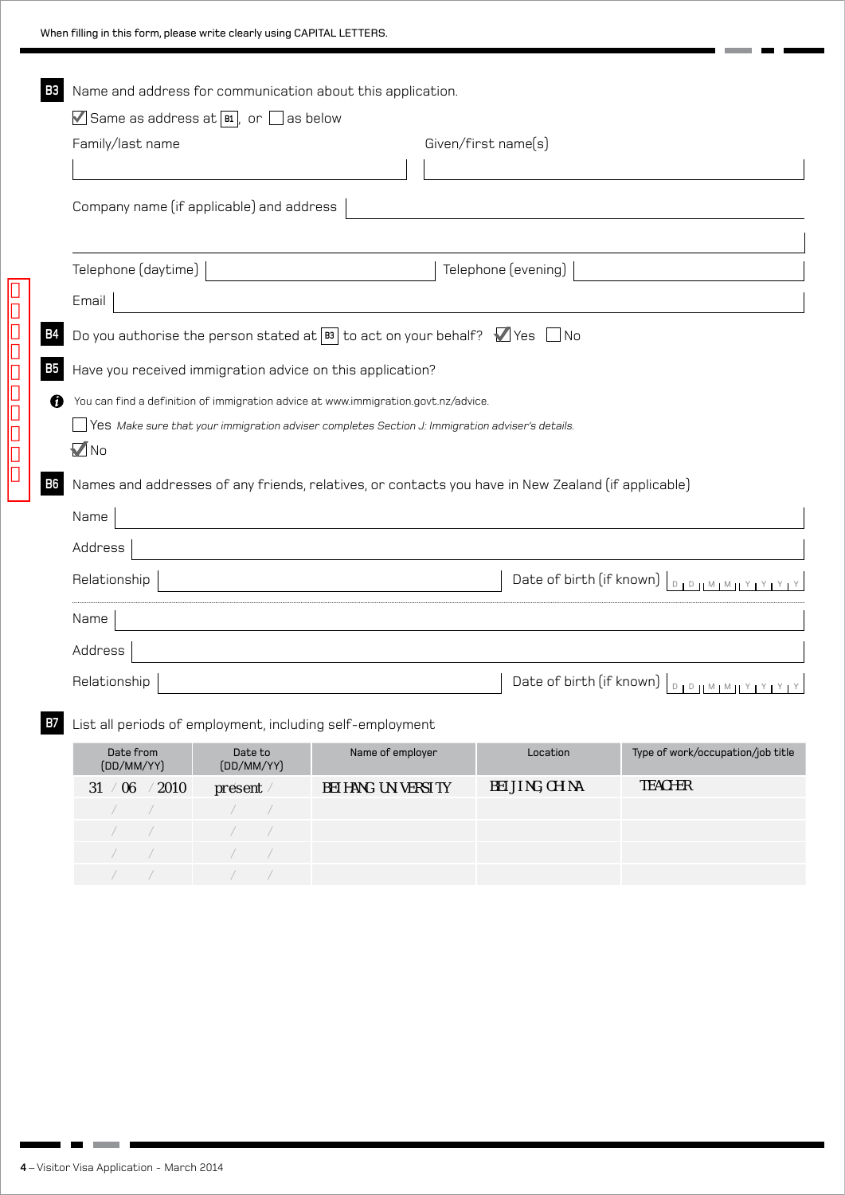When filling in this form, please write clearly using CAPITAL LETTERS.

**B3** Name and address for communication about this application.

☑ Same as address at B1, or ☐ as below

Family/last name ______________________ Given/first name(s) ______________________

Company name (if applicable) and address ______________________

Telephone (daytime) ______________________ Telephone (evening) ______________________

Email ______________________

**B4** Do you authorise the person stated at B3 to act on your behalf? ☑ Yes ☐ No

**B5** Have you received immigration advice on this application?

You can find a definition of immigration advice at www.immigration.govt.nz/advice.

☐ Yes *Make sure that your immigration adviser completes Section J: Immigration adviser's details.*

☑ No

**B6** Names and addresses of any friends, relatives, or contacts you have in New Zealand (if applicable)

Name ______________________

Address ______________________

Relationship ______________________ Date of birth (if known) DD MM YYYY

Name ______________________

Address ______________________

Relationship ______________________ Date of birth (if known) DD MM YYYY

**B7** List all periods of employment, including self-employment

| Date from (DD/MM/YY) | Date to (DD/MM/YY) | Name of employer | Location | Type of work/occupation/job title |
|---|---|---|---|---|
| 31 / 06 / 2010 | present | BEIHANG UNIVERSITY | BEIJING, CHINA | TEACHER |
| / / | / / | | | |
| / / | / / | | | |
| / / | / / | | | |
| / / | / / | | | |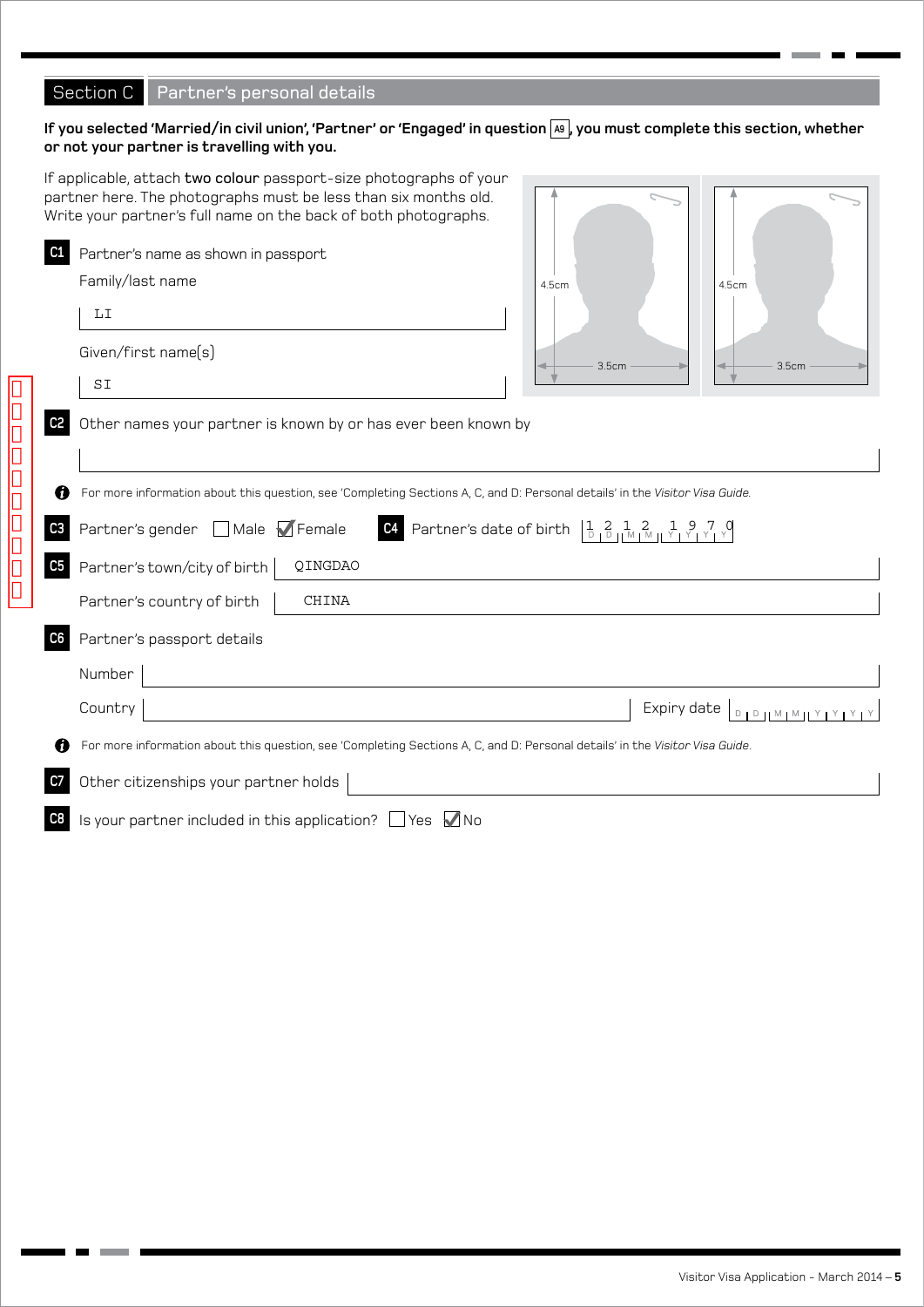## Section C Partner's personal details

**If you selected 'Married/in civil union', 'Partner' or 'Engaged' in question A9, you must complete this section, whether or not your partner is travelling with you.**

If applicable, attach **two colour** passport-size photographs of your partner here. The photographs must be less than six months old. Write your partner's full name on the back of both photographs.

4.5cm
3.5cm

4.5cm
3.5cm

**C1** Partner's name as shown in passport

Family/last name: LI

Given/first name(s): SI

**C2** Other names your partner is known by or has ever been known by

For more information about this question, see 'Completing Sections A, C, and D: Personal details' in the *Visitor Visa Guide*.

**C3** Partner's gender ☐ Male ☑ Female

**C4** Partner's date of birth 12 12 1970 (DD MM YYYY)

**C5** Partner's town/city of birth: QINGDAO

Partner's country of birth: CHINA

**C6** Partner's passport details

Number:

Country:  Expiry date: DD MM YYYY

For more information about this question, see 'Completing Sections A, C, and D: Personal details' in the *Visitor Visa Guide*.

**C7** Other citizenships your partner holds

**C8** Is your partner included in this application? ☐ Yes ☑ No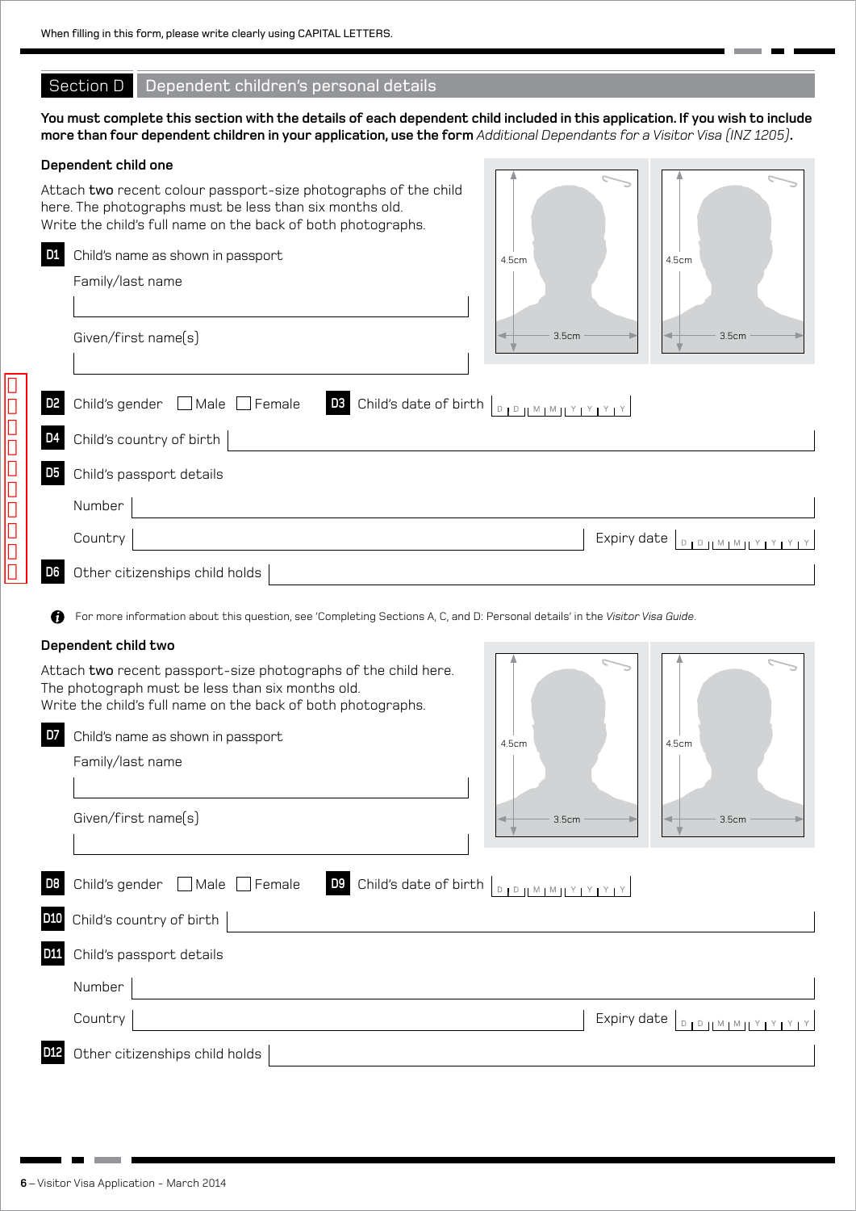When filling in this form, please write clearly using CAPITAL LETTERS.

## Section D Dependent children's personal details

**You must complete this section with the details of each dependent child included in this application. If you wish to include more than four dependent children in your application, use the form** *Additional Dependants for a Visitor Visa (INZ 1205)*.

### Dependent child one

Attach **two** recent colour passport-size photographs of the child here. The photographs must be less than six months old. Write the child's full name on the back of both photographs.

4.5cm 3.5cm | 4.5cm 3.5cm

**D1** Child's name as shown in passport

Family/last name

Given/first name(s)

**D2** Child's gender ☐ Male ☐ Female **D3** Child's date of birth D D M M Y Y Y Y

**D4** Child's country of birth

**D5** Child's passport details

Number

Country Expiry date D D M M Y Y Y Y

**D6** Other citizenships child holds

For more information about this question, see 'Completing Sections A, C, and D: Personal details' in the *Visitor Visa Guide*.

### Dependent child two

Attach **two** recent passport-size photographs of the child here. The photograph must be less than six months old. Write the child's full name on the back of both photographs.

4.5cm 3.5cm | 4.5cm 3.5cm

**D7** Child's name as shown in passport

Family/last name

Given/first name(s)

**D8** Child's gender ☐ Male ☐ Female **D9** Child's date of birth D D M M Y Y Y Y

**D10** Child's country of birth

**D11** Child's passport details

Number

Country Expiry date D D M M Y Y Y Y

**D12** Other citizenships child holds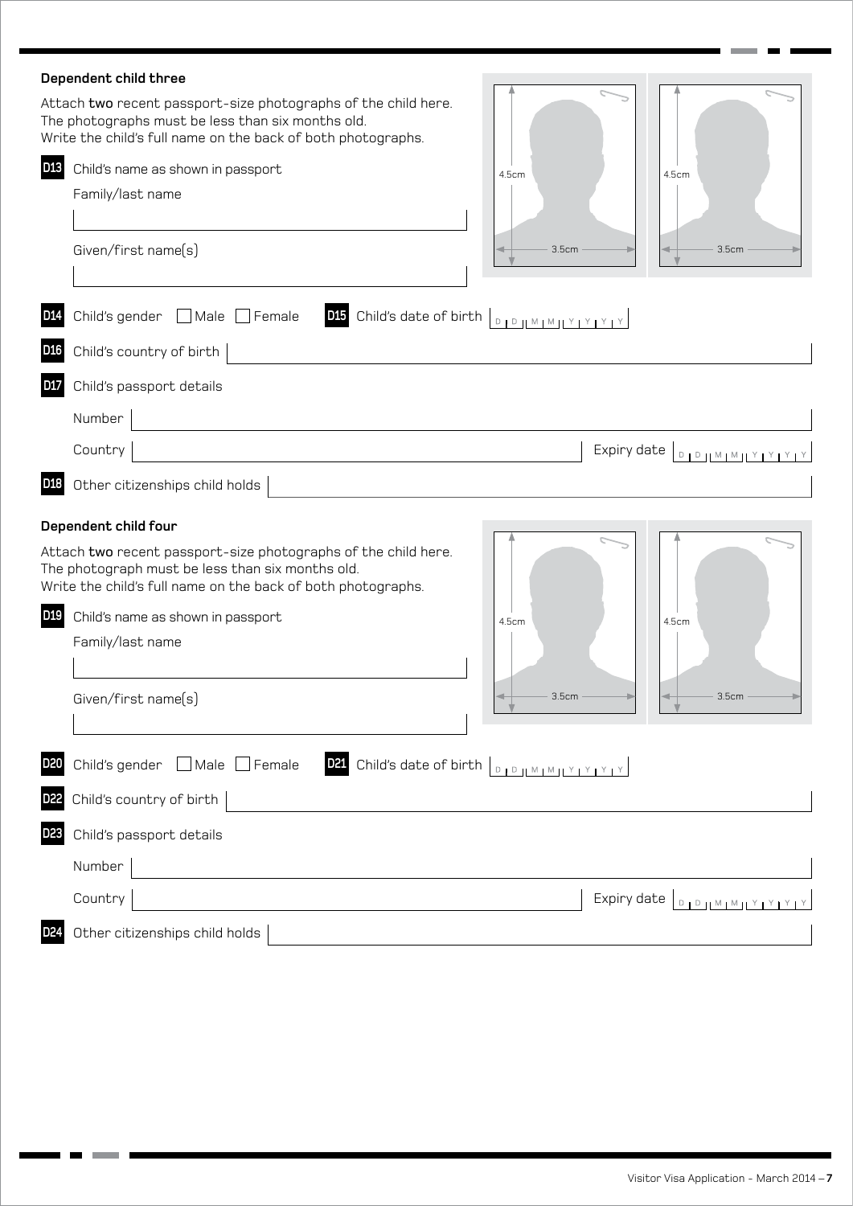**Dependent child three**

Attach **two** recent passport-size photographs of the child here. The photographs must be less than six months old. Write the child's full name on the back of both photographs.

4.5cm 3.5cm 4.5cm 3.5cm

**D13** Child's name as shown in passport

Family/last name

Given/first name(s)

**D14** Child's gender ☐ Male ☐ Female **D15** Child's date of birth D D M M Y Y Y Y

**D16** Child's country of birth

**D17** Child's passport details

Number

Country Expiry date D D M M Y Y Y Y

**D18** Other citizenships child holds

**Dependent child four**

Attach **two** recent passport-size photographs of the child here. The photograph must be less than six months old. Write the child's full name on the back of both photographs.

4.5cm 3.5cm 4.5cm 3.5cm

**D19** Child's name as shown in passport

Family/last name

Given/first name(s)

**D20** Child's gender ☐ Male ☐ Female **D21** Child's date of birth D D M M Y Y Y Y

**D22** Child's country of birth

**D23** Child's passport details

Number

Country Expiry date D D M M Y Y Y Y

**D24** Other citizenships child holds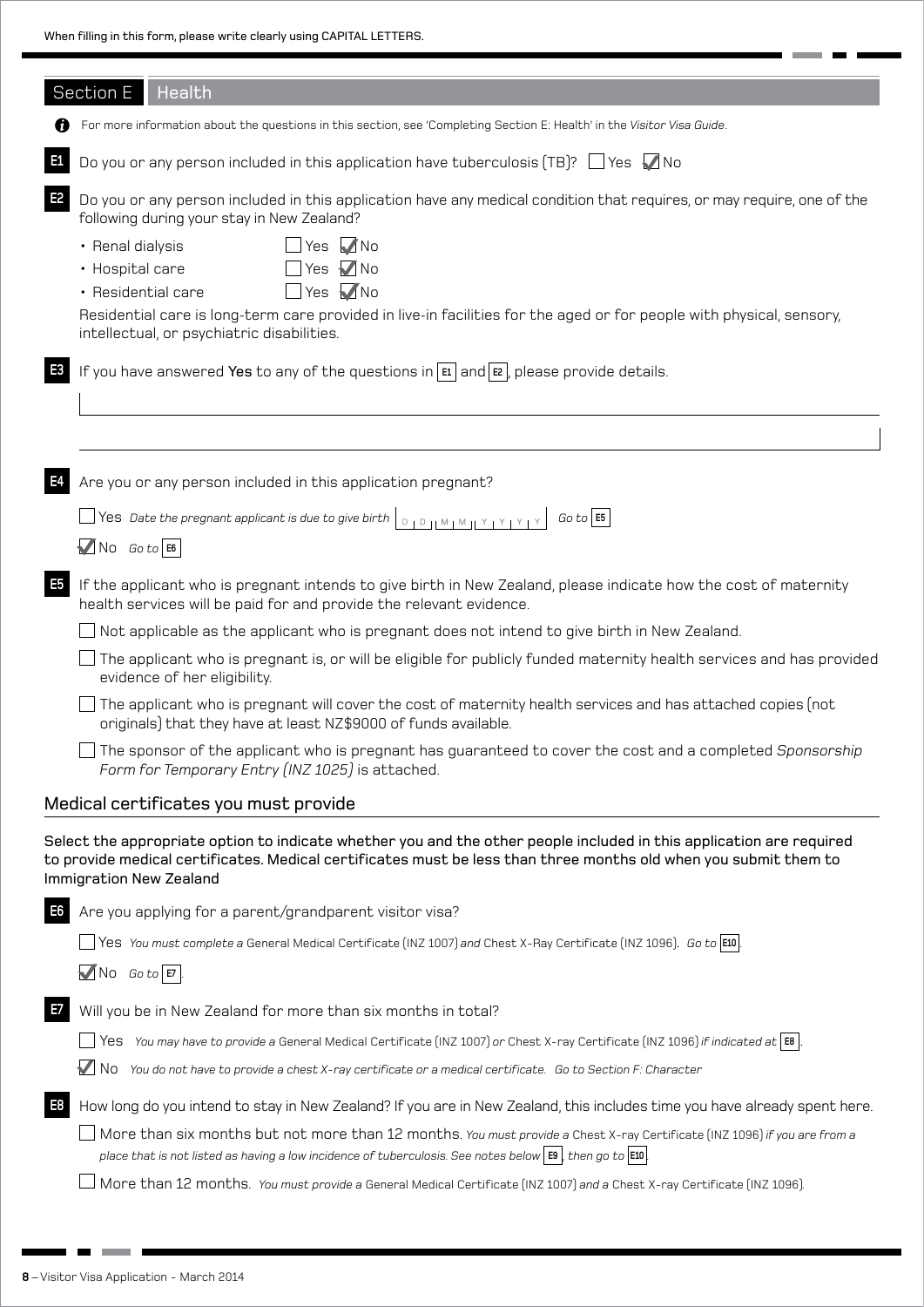When filling in this form, please write clearly using CAPITAL LETTERS.

## Section E Health

For more information about the questions in this section, see 'Completing Section E: Health' in the *Visitor Visa Guide*.

**E1** Do you or any person included in this application have tuberculosis (TB)? ☐ Yes ☑ No

**E2** Do you or any person included in this application have any medical condition that requires, or may require, one of the following during your stay in New Zealand?

- Renal dialysis ☐ Yes ☑ No
- Hospital care ☐ Yes ☑ No
- Residential care ☐ Yes ☑ No

Residential care is long-term care provided in live-in facilities for the aged or for people with physical, sensory, intellectual, or psychiatric disabilities.

**E3** If you have answered **Yes** to any of the questions in **E1** and **E2**, please provide details.

**E4** Are you or any person included in this application pregnant?

☐ Yes *Date the pregnant applicant is due to give birth* D D M M Y Y Y Y *Go to* **E5**

☑ No *Go to* **E6**

**E5** If the applicant who is pregnant intends to give birth in New Zealand, please indicate how the cost of maternity health services will be paid for and provide the relevant evidence.

☐ Not applicable as the applicant who is pregnant does not intend to give birth in New Zealand.

☐ The applicant who is pregnant is, or will be eligible for publicly funded maternity health services and has provided evidence of her eligibility.

☐ The applicant who is pregnant will cover the cost of maternity health services and has attached copies (not originals) that they have at least NZ$9000 of funds available.

☐ The sponsor of the applicant who is pregnant has guaranteed to cover the cost and a completed *Sponsorship Form for Temporary Entry (INZ 1025)* is attached.

### Medical certificates you must provide

**Select the appropriate option to indicate whether you and the other people included in this application are required to provide medical certificates. Medical certificates must be less than three months old when you submit them to Immigration New Zealand**

**E6** Are you applying for a parent/grandparent visitor visa?

☐ Yes *You must complete a* General Medical Certificate (INZ 1007) *and* Chest X-Ray Certificate (INZ 1096). *Go to* **E10**.

☑ No *Go to* **E7**.

**E7** Will you be in New Zealand for more than six months in total?

☐ Yes *You may have to provide a* General Medical Certificate (INZ 1007) *or* Chest X-ray Certificate (INZ 1096) *if indicated at* **E8**.

☑ No *You do not have to provide a chest X-ray certificate or a medical certificate. Go to Section F: Character*

**E8** How long do you intend to stay in New Zealand? If you are in New Zealand, this includes time you have already spent here.

☐ More than six months but not more than 12 months. *You must provide a* Chest X-ray Certificate (INZ 1096) *if you are from a place that is not listed as having a low incidence of tuberculosis. See notes below* **E9**, *then go to* **E10**.

☐ More than 12 months. *You must provide a* General Medical Certificate (INZ 1007) *and a* Chest X-ray Certificate (INZ 1096).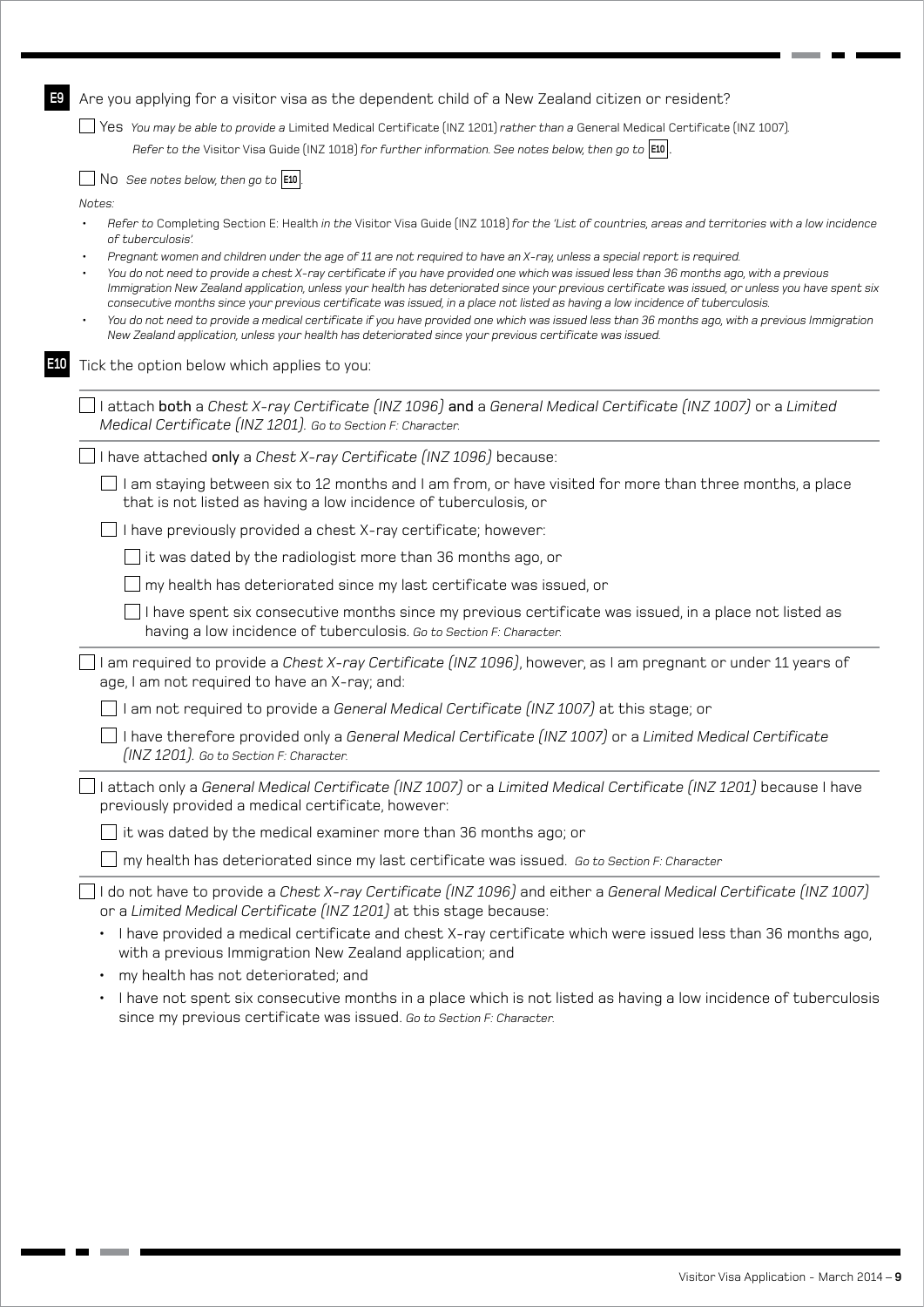**E9** Are you applying for a visitor visa as the dependent child of a New Zealand citizen or resident?

☐ Yes *You may be able to provide a* Limited Medical Certificate (INZ 1201) *rather than a* General Medical Certificate (INZ 1007). *Refer to the* Visitor Visa Guide (INZ 1018) *for further information. See notes below, then go to* **E10**.

☐ No *See notes below, then go to* **E10**.

*Notes:*

- *Refer to* Completing Section E: Health *in the* Visitor Visa Guide (INZ 1018) *for the 'List of countries, areas and territories with a low incidence of tuberculosis'.*
- *Pregnant women and children under the age of 11 are not required to have an X-ray, unless a special report is required.*
- *You do not need to provide a chest X-ray certificate if you have provided one which was issued less than 36 months ago, with a previous Immigration New Zealand application, unless your health has deteriorated since your previous certificate was issued, or unless you have spent six consecutive months since your previous certificate was issued, in a place not listed as having a low incidence of tuberculosis.*
- *You do not need to provide a medical certificate if you have provided one which was issued less than 36 months ago, with a previous Immigration New Zealand application, unless your health has deteriorated since your previous certificate was issued.*

**E10** Tick the option below which applies to you:

☐ I attach **both** a *Chest X-ray Certificate (INZ 1096)* **and** a *General Medical Certificate (INZ 1007)* or a *Limited Medical Certificate (INZ 1201). Go to Section F: Character.*

☐ I have attached **only** a *Chest X-ray Certificate (INZ 1096)* because:

- ☐ I am staying between six to 12 months and I am from, or have visited for more than three months, a place that is not listed as having a low incidence of tuberculosis, or
- ☐ I have previously provided a chest X-ray certificate; however:
  - ☐ it was dated by the radiologist more than 36 months ago, or
  - ☐ my health has deteriorated since my last certificate was issued, or
  - ☐ I have spent six consecutive months since my previous certificate was issued, in a place not listed as having a low incidence of tuberculosis. *Go to Section F: Character.*

☐ I am required to provide a *Chest X-ray Certificate (INZ 1096)*, however, as I am pregnant or under 11 years of age, I am not required to have an X-ray; and:

- ☐ I am not required to provide a *General Medical Certificate (INZ 1007)* at this stage; or
- ☐ I have therefore provided only a *General Medical Certificate (INZ 1007)* or a *Limited Medical Certificate (INZ 1201). Go to Section F: Character.*

☐ I attach only a *General Medical Certificate (INZ 1007)* or a *Limited Medical Certificate (INZ 1201)* because I have previously provided a medical certificate, however:

- ☐ it was dated by the medical examiner more than 36 months ago; or
- ☐ my health has deteriorated since my last certificate was issued. *Go to Section F: Character*

☐ I do not have to provide a *Chest X-ray Certificate (INZ 1096)* and either a *General Medical Certificate (INZ 1007)* or a *Limited Medical Certificate (INZ 1201)* at this stage because:

- I have provided a medical certificate and chest X-ray certificate which were issued less than 36 months ago, with a previous Immigration New Zealand application; and
- my health has not deteriorated; and
- I have not spent six consecutive months in a place which is not listed as having a low incidence of tuberculosis since my previous certificate was issued. *Go to Section F: Character.*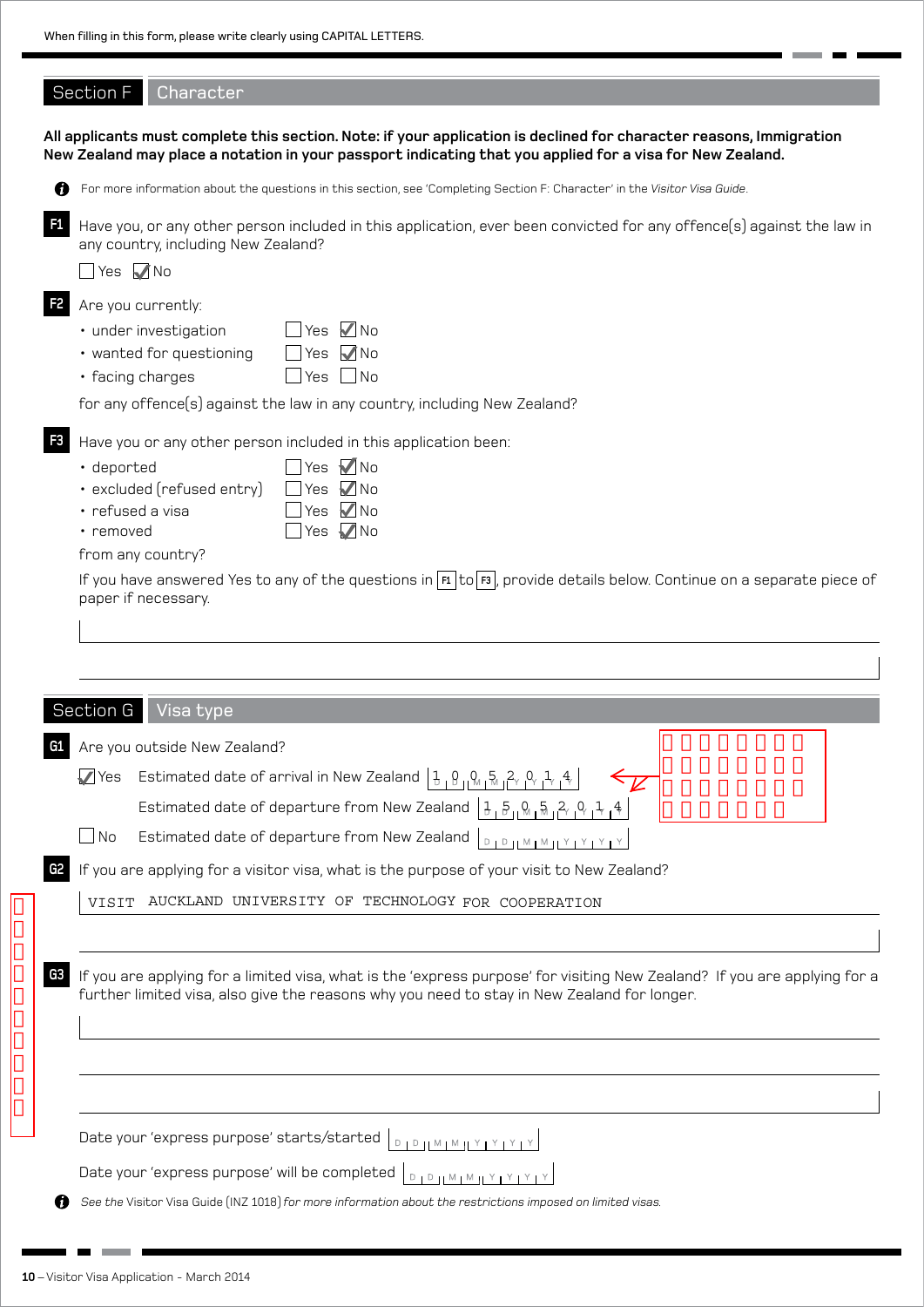When filling in this form, please write clearly using CAPITAL LETTERS.

## Section F Character

**All applicants must complete this section. Note: if your application is declined for character reasons, Immigration New Zealand may place a notation in your passport indicating that you applied for a visa for New Zealand.**

For more information about the questions in this section, see 'Completing Section F: Character' in the *Visitor Visa Guide*.

**F1** Have you, or any other person included in this application, ever been convicted for any offence(s) against the law in any country, including New Zealand?

☐ Yes ☑ No

**F2** Are you currently:

- under investigation ☐ Yes ☑ No
- wanted for questioning ☐ Yes ☑ No
- facing charges ☐ Yes ☐ No

for any offence(s) against the law in any country, including New Zealand?

**F3** Have you or any other person included in this application been:

- deported ☐ Yes ☑ No
- excluded (refused entry) ☐ Yes ☑ No
- refused a visa ☐ Yes ☑ No
- removed ☐ Yes ☑ No

from any country?

If you have answered Yes to any of the questions in F1 to F3, provide details below. Continue on a separate piece of paper if necessary.

## Section G Visa type

**G1** Are you outside New Zealand?

☑ Yes Estimated date of arrival in New Zealand 10052014

Estimated date of departure from New Zealand 15052014

☐ No Estimated date of departure from New Zealand DD MM YYYY

**G2** If you are applying for a visitor visa, what is the purpose of your visit to New Zealand?

VISIT AUCKLAND UNIVERSITY OF TECHNOLOGY FOR COOPERATION

**G3** If you are applying for a limited visa, what is the 'express purpose' for visiting New Zealand? If you are applying for a further limited visa, also give the reasons why you need to stay in New Zealand for longer.

Date your 'express purpose' starts/started DD MM YYYY

Date your 'express purpose' will be completed DD MM YYYY

*See the* Visitor Visa Guide (INZ 1018) *for more information about the restrictions imposed on limited visas.*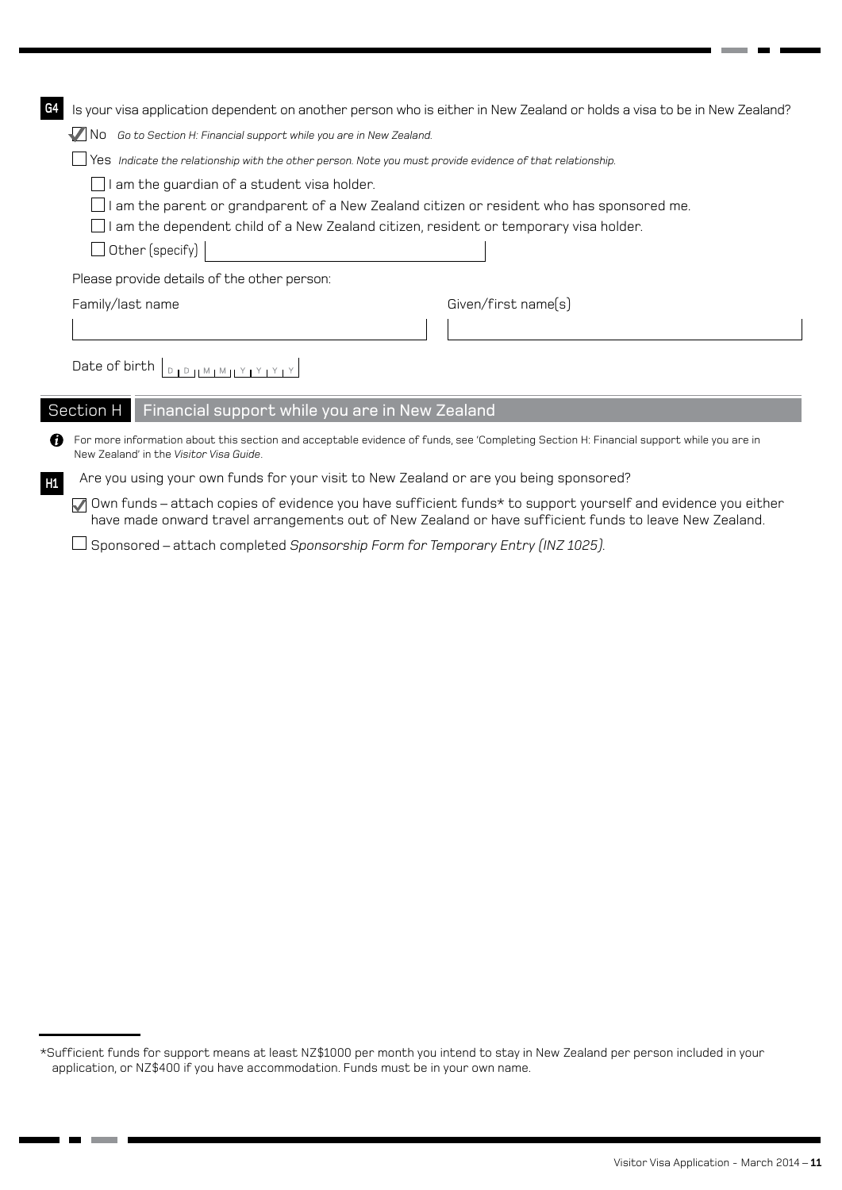**G4** Is your visa application dependent on another person who is either in New Zealand or holds a visa to be in New Zealand?

- [x] No *Go to Section H: Financial support while you are in New Zealand.*
- [ ] Yes *Indicate the relationship with the other person. Note you must provide evidence of that relationship.*
  - [ ] I am the guardian of a student visa holder.
  - [ ] I am the parent or grandparent of a New Zealand citizen or resident who has sponsored me.
  - [ ] I am the dependent child of a New Zealand citizen, resident or temporary visa holder.
  - [ ] Other (specify) ______________________

Please provide details of the other person:

Family/last name ______________________ Given/first name(s) ______________________

Date of birth D D | M M | Y Y Y Y

## Section H Financial support while you are in New Zealand

For more information about this section and acceptable evidence of funds, see 'Completing Section H: Financial support while you are in New Zealand' in the *Visitor Visa Guide*.

**H1** Are you using your own funds for your visit to New Zealand or are you being sponsored?

- [x] Own funds – attach copies of evidence you have sufficient funds* to support yourself and evidence you either have made onward travel arrangements out of New Zealand or have sufficient funds to leave New Zealand.
- [ ] Sponsored – attach completed *Sponsorship Form for Temporary Entry (INZ 1025).*

---

*Sufficient funds for support means at least NZ$1000 per month you intend to stay in New Zealand per person included in your application, or NZ$400 if you have accommodation. Funds must be in your own name.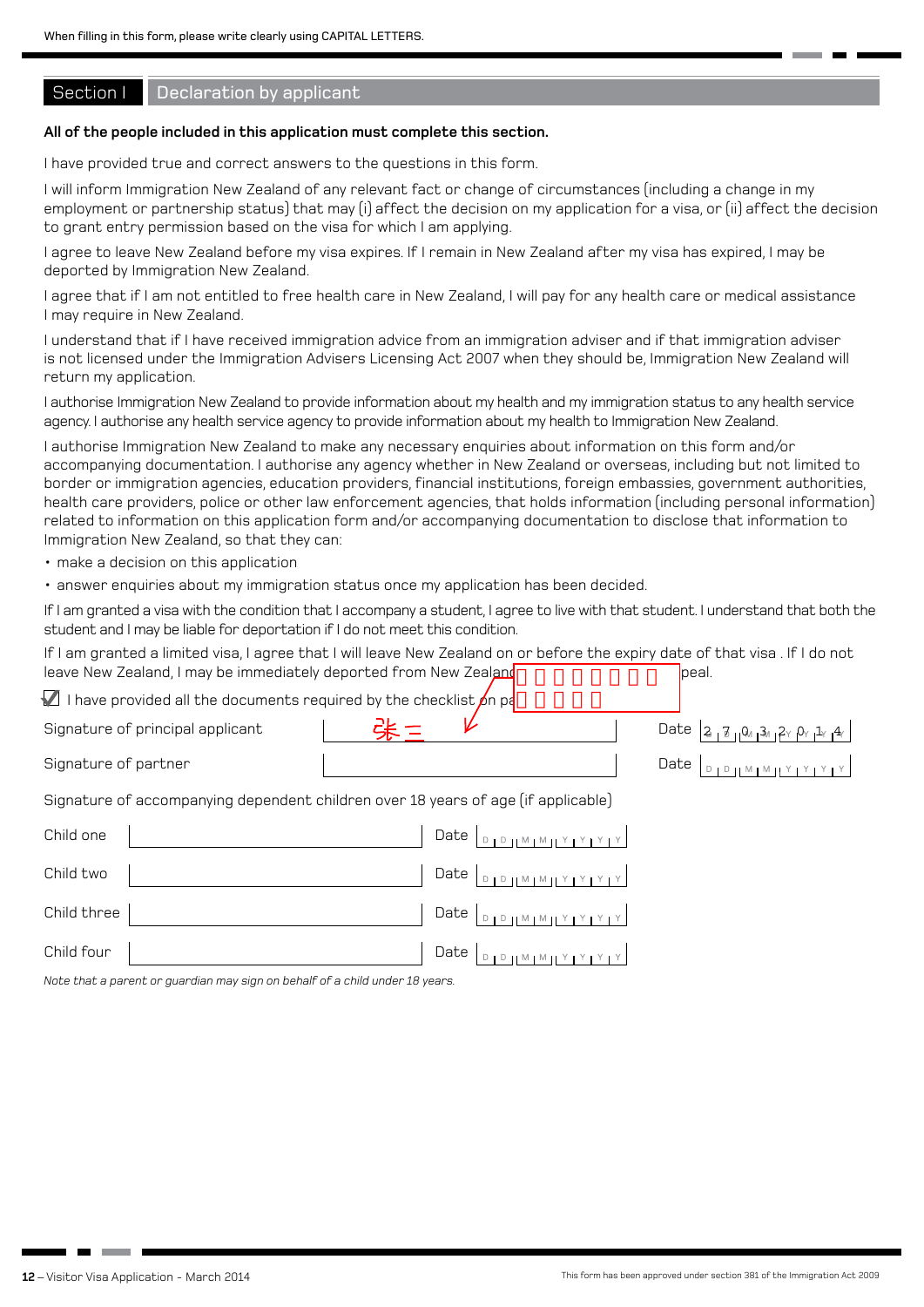When filling in this form, please write clearly using CAPITAL LETTERS.

## Section I Declaration by applicant

**All of the people included in this application must complete this section.**

I have provided true and correct answers to the questions in this form.

I will inform Immigration New Zealand of any relevant fact or change of circumstances (including a change in my employment or partnership status) that may (i) affect the decision on my application for a visa, or (ii) affect the decision to grant entry permission based on the visa for which I am applying.

I agree to leave New Zealand before my visa expires. If I remain in New Zealand after my visa has expired, I may be deported by Immigration New Zealand.

I agree that if I am not entitled to free health care in New Zealand, I will pay for any health care or medical assistance I may require in New Zealand.

I understand that if I have received immigration advice from an immigration adviser and if that immigration adviser is not licensed under the Immigration Advisers Licensing Act 2007 when they should be, Immigration New Zealand will return my application.

I authorise Immigration New Zealand to provide information about my health and my immigration status to any health service agency. I authorise any health service agency to provide information about my health to Immigration New Zealand.

I authorise Immigration New Zealand to make any necessary enquiries about information on this form and/or accompanying documentation. I authorise any agency whether in New Zealand or overseas, including but not limited to border or immigration agencies, education providers, financial institutions, foreign embassies, government authorities, health care providers, police or other law enforcement agencies, that holds information (including personal information) related to information on this application form and/or accompanying documentation to disclose that information to Immigration New Zealand, so that they can:

- make a decision on this application
- answer enquiries about my immigration status once my application has been decided.

If I am granted a visa with the condition that I accompany a student, I agree to live with that student. I understand that both the student and I may be liable for deportation if I do not meet this condition.

If I am granted a limited visa, I agree that I will leave New Zealand on or before the expiry date of that visa . If I do not leave New Zealand, I may be immediately deported from New Zealand without any right of appeal.

☑ I have provided all the documents required by the checklist on page

| | | | |
|---|---|---|---|
| Signature of principal applicant | 张三 | Date | 27 03 2014 |
| Signature of partner | | Date | DD MM YYYY |

Signature of accompanying dependent children over 18 years of age (if applicable)

| | | | |
|---|---|---|---|
| Child one | | Date | DD MM YYYY |
| Child two | | Date | DD MM YYYY |
| Child three | | Date | DD MM YYYY |
| Child four | | Date | DD MM YYYY |

*Note that a parent or guardian may sign on behalf of a child under 18 years.*

This form has been approved under section 381 of the Immigration Act 2009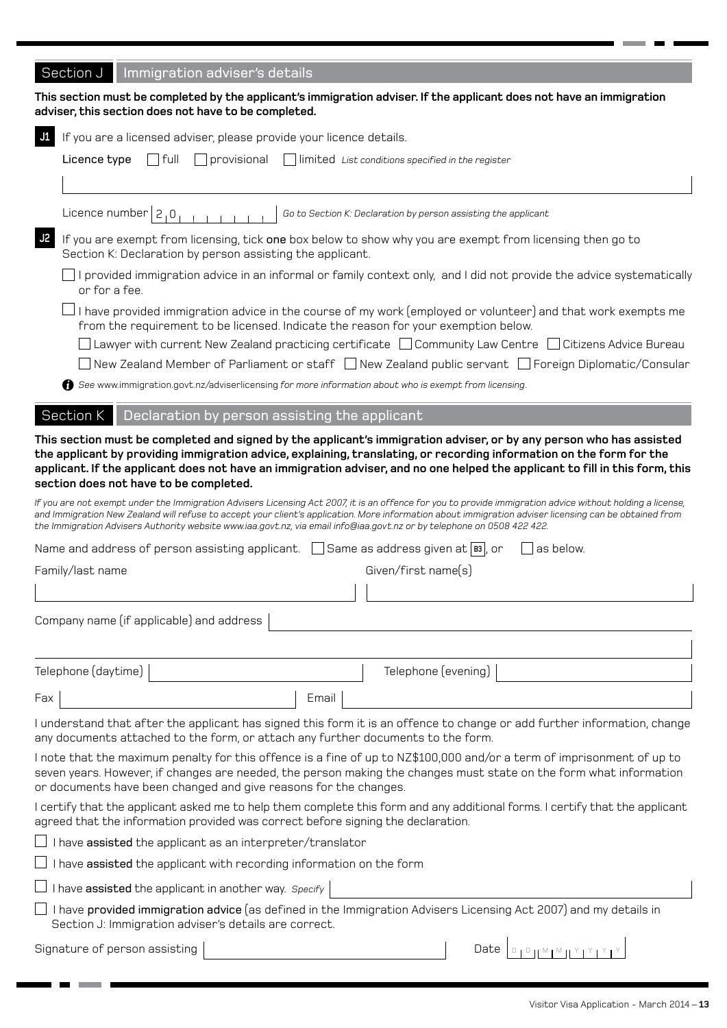## Section J Immigration adviser's details

**This section must be completed by the applicant's immigration adviser. If the applicant does not have an immigration adviser, this section does not have to be completed.**

**J1** If you are a licensed adviser, please provide your licence details.

**Licence type** ☐ full ☐ provisional ☐ limited *List conditions specified in the register*

Licence number 2 0 *Go to Section K: Declaration by person assisting the applicant*

**J2** If you are exempt from licensing, tick **one** box below to show why you are exempt from licensing then go to Section K: Declaration by person assisting the applicant.

☐ I provided immigration advice in an informal or family context only, and I did not provide the advice systematically or for a fee.

☐ I have provided immigration advice in the course of my work (employed or volunteer) and that work exempts me from the requirement to be licensed. Indicate the reason for your exemption below.

☐ Lawyer with current New Zealand practicing certificate ☐ Community Law Centre ☐ Citizens Advice Bureau

☐ New Zealand Member of Parliament or staff ☐ New Zealand public servant ☐ Foreign Diplomatic/Consular

*See www.immigration.govt.nz/adviserlicensing for more information about who is exempt from licensing.*

## Section K Declaration by person assisting the applicant

**This section must be completed and signed by the applicant's immigration adviser, or by any person who has assisted the applicant by providing immigration advice, explaining, translating, or recording information on the form for the applicant. If the applicant does not have an immigration adviser, and no one helped the applicant to fill in this form, this section does not have to be completed.**

*If you are not exempt under the Immigration Advisers Licensing Act 2007, it is an offence for you to provide immigration advice without holding a license, and Immigration New Zealand will refuse to accept your client's application. More information about immigration adviser licensing can be obtained from the Immigration Advisers Authority website www.iaa.govt.nz, via email info@iaa.govt.nz or by telephone on 0508 422 422.*

Name and address of person assisting applicant. ☐ Same as address given at B3, or ☐ as below.

Family/last name

Given/first name(s)

Company name (if applicable) and address

Telephone (daytime)

Telephone (evening)

Fax

Email

I understand that after the applicant has signed this form it is an offence to change or add further information, change any documents attached to the form, or attach any further documents to the form.

I note that the maximum penalty for this offence is a fine of up to NZ$100,000 and/or a term of imprisonment of up to seven years. However, if changes are needed, the person making the changes must state on the form what information or documents have been changed and give reasons for the changes.

I certify that the applicant asked me to help them complete this form and any additional forms. I certify that the applicant agreed that the information provided was correct before signing the declaration.

☐ I have **assisted** the applicant as an interpreter/translator

☐ I have **assisted** the applicant with recording information on the form

☐ I have **assisted** the applicant in another way. *Specify*

☐ I have **provided immigration advice** (as defined in the Immigration Advisers Licensing Act 2007) and my details in Section J: Immigration adviser's details are correct.

Signature of person assisting

Date D D M M Y Y Y Y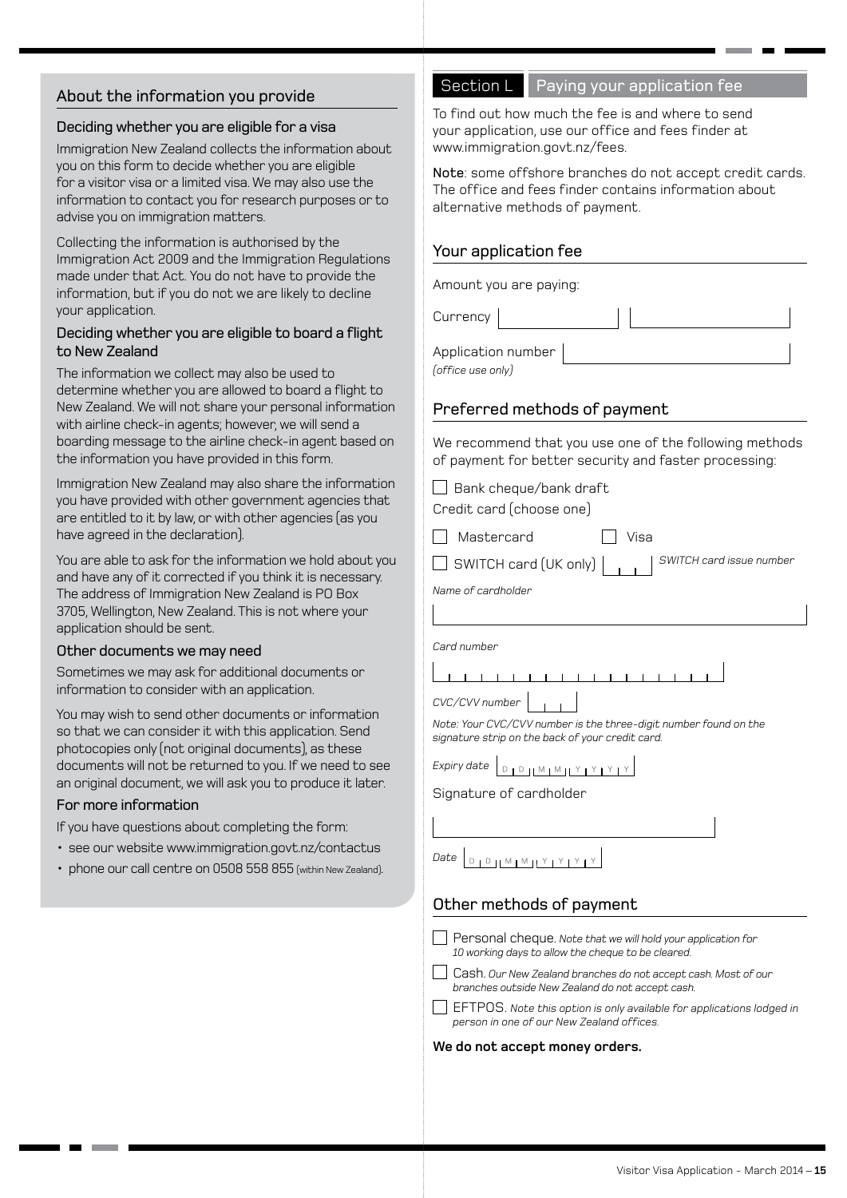## About the information you provide

### Deciding whether you are eligible for a visa

Immigration New Zealand collects the information about you on this form to decide whether you are eligible for a visitor visa or a limited visa. We may also use the information to contact you for research purposes or to advise you on immigration matters.

Collecting the information is authorised by the Immigration Act 2009 and the Immigration Regulations made under that Act. You do not have to provide the information, but if you do not we are likely to decline your application.

### Deciding whether you are eligible to board a flight to New Zealand

The information we collect may also be used to determine whether you are allowed to board a flight to New Zealand. We will not share your personal information with airline check-in agents; however, we will send a boarding message to the airline check-in agent based on the information you have provided in this form.

Immigration New Zealand may also share the information you have provided with other government agencies that are entitled to it by law, or with other agencies (as you have agreed in the declaration).

You are able to ask for the information we hold about you and have any of it corrected if you think it is necessary. The address of Immigration New Zealand is PO Box 3705, Wellington, New Zealand. This is not where your application should be sent.

### Other documents we may need

Sometimes we may ask for additional documents or information to consider with an application.

You may wish to send other documents or information so that we can consider it with this application. Send photocopies only (not original documents), as these documents will not be returned to you. If we need to see an original document, we will ask you to produce it later.

### For more information

If you have questions about completing the form:

- see our website www.immigration.govt.nz/contactus
- phone our call centre on 0508 558 855 (within New Zealand).

## Section L Paying your application fee

To find out how much the fee is and where to send your application, use our office and fees finder at www.immigration.govt.nz/fees.

**Note**: some offshore branches do not accept credit cards. The office and fees finder contains information about alternative methods of payment.

### Your application fee

Amount you are paying:

Currency

Application number *(office use only)*

### Preferred methods of payment

We recommend that you use one of the following methods of payment for better security and faster processing:

☐ Bank cheque/bank draft

Credit card (choose one)

☐ Mastercard ☐ Visa

☐ SWITCH card (UK only) *SWITCH card issue number*

*Name of cardholder*

*Card number*

*CVC/CVV number*

*Note: Your CVC/CVV number is the three-digit number found on the signature strip on the back of your credit card.*

*Expiry date* D D M M Y Y Y Y

Signature of cardholder

*Date* D D M M Y Y Y Y

### Other methods of payment

☐ Personal cheque. *Note that we will hold your application for 10 working days to allow the cheque to be cleared.*

☐ Cash. *Our New Zealand branches do not accept cash. Most of our branches outside New Zealand do not accept cash.*

☐ EFTPOS. *Note this option is only available for applications lodged in person in one of our New Zealand offices.*

**We do not accept money orders.**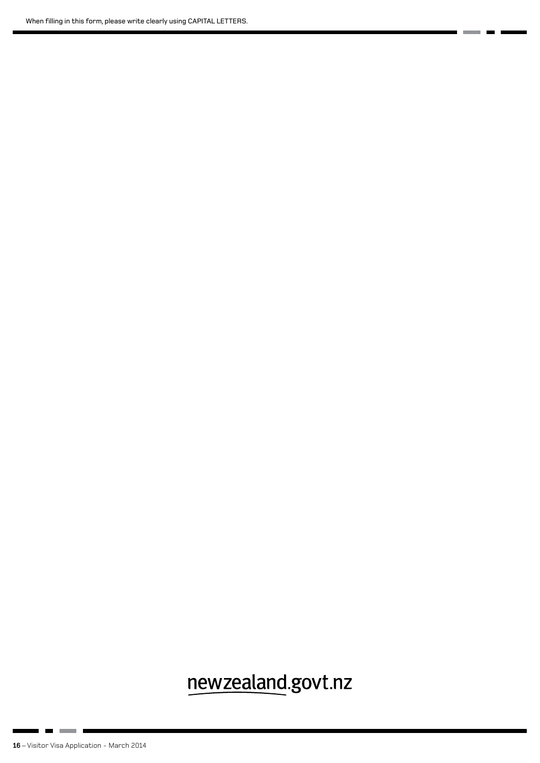newzealand.govt.nz